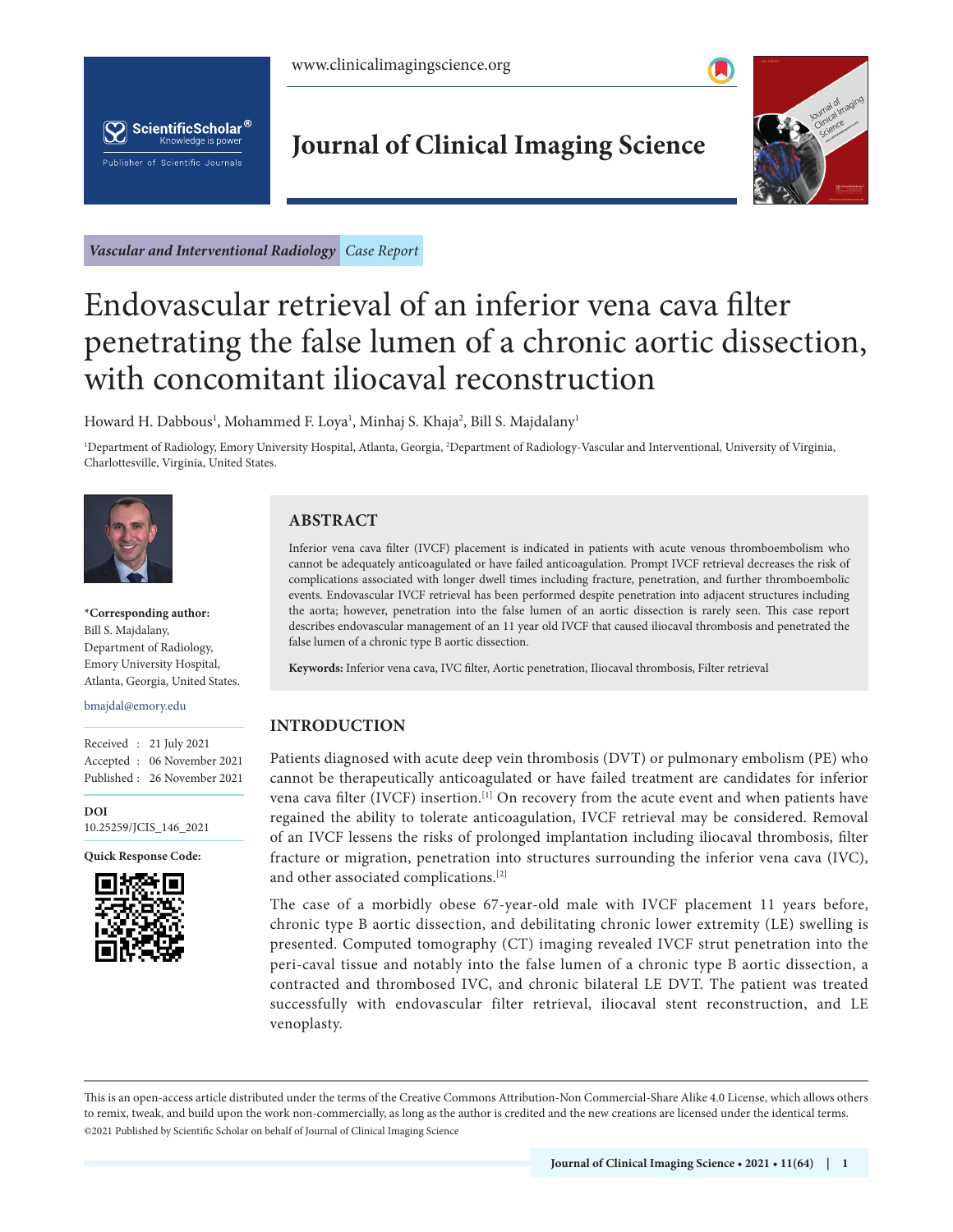*Vascular and Interventional Radiology* *Case Report*

# Endovascular retrieval of an inferior vena cava filter penetrating the false lumen of a chronic aortic dissection, with concomitant iliocaval reconstruction

Howard H. Dabbous[1], Mohammed F. Loya[1], Minhaj S. Khaja[2], Bill S. Majdalany[1]

[1]Department of Radiology, Emory University Hospital, Atlanta, Georgia, [2]Department of Radiology-Vascular and Interventional, University of Virginia, Charlottesville, Virginia, United States.

***Corresponding author:**
Bill S. Majdalany,
Department of Radiology,
Emory University Hospital,
Atlanta, Georgia, United States.

bmajdal@emory.edu

Received : 21 July 2021
Accepted : 06 November 2021
Published : 26 November 2021

**DOI**
10.25259/JCIS_146_2021

**Quick Response Code:**

## ABSTRACT

Inferior vena cava filter (IVCF) placement is indicated in patients with acute venous thromboembolism who cannot be adequately anticoagulated or have failed anticoagulation. Prompt IVCF retrieval decreases the risk of complications associated with longer dwell times including fracture, penetration, and further thromboembolic events. Endovascular IVCF retrieval has been performed despite penetration into adjacent structures including the aorta; however, penetration into the false lumen of an aortic dissection is rarely seen. This case report describes endovascular management of an 11 year old IVCF that caused iliocaval thrombosis and penetrated the false lumen of a chronic type B aortic dissection.

**Keywords:** Inferior vena cava, IVC filter, Aortic penetration, Iliocaval thrombosis, Filter retrieval

## INTRODUCTION

Patients diagnosed with acute deep vein thrombosis (DVT) or pulmonary embolism (PE) who cannot be therapeutically anticoagulated or have failed treatment are candidates for inferior vena cava filter (IVCF) insertion.[1] On recovery from the acute event and when patients have regained the ability to tolerate anticoagulation, IVCF retrieval may be considered. Removal of an IVCF lessens the risks of prolonged implantation including iliocaval thrombosis, filter fracture or migration, penetration into structures surrounding the inferior vena cava (IVC), and other associated complications.[2]

The case of a morbidly obese 67-year-old male with IVCF placement 11 years before, chronic type B aortic dissection, and debilitating chronic lower extremity (LE) swelling is presented. Computed tomography (CT) imaging revealed IVCF strut penetration into the peri-caval tissue and notably into the false lumen of a chronic type B aortic dissection, a contracted and thrombosed IVC, and chronic bilateral LE DVT. The patient was treated successfully with endovascular filter retrieval, iliocaval stent reconstruction, and LE venoplasty.

This is an open-access article distributed under the terms of the Creative Commons Attribution-Non Commercial-Share Alike 4.0 License, which allows others to remix, tweak, and build upon the work non-commercially, as long as the author is credited and the new creations are licensed under the identical terms.
©2021 Published by Scientific Scholar on behalf of Journal of Clinical Imaging Science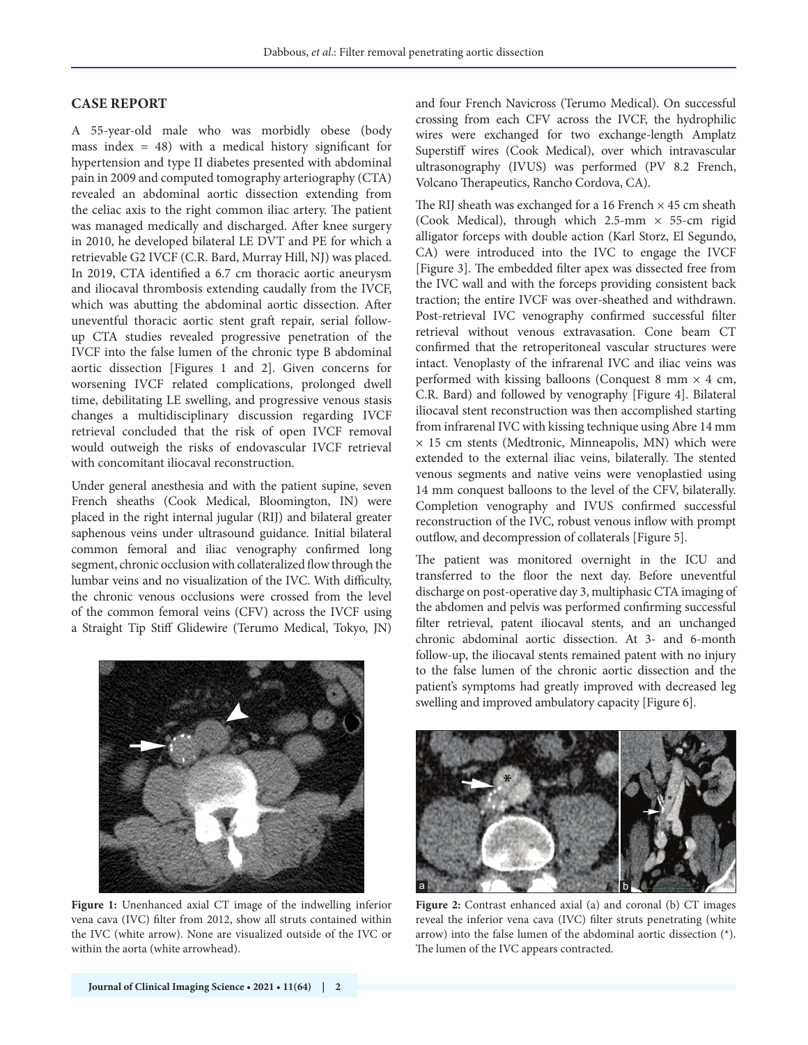## CASE REPORT

A 55-year-old male who was morbidly obese (body mass index = 48) with a medical history significant for hypertension and type II diabetes presented with abdominal pain in 2009 and computed tomography arteriography (CTA) revealed an abdominal aortic dissection extending from the celiac axis to the right common iliac artery. The patient was managed medically and discharged. After knee surgery in 2010, he developed bilateral LE DVT and PE for which a retrievable G2 IVCF (C.R. Bard, Murray Hill, NJ) was placed. In 2019, CTA identified a 6.7 cm thoracic aortic aneurysm and iliocaval thrombosis extending caudally from the IVCF, which was abutting the abdominal aortic dissection. After uneventful thoracic aortic stent graft repair, serial follow-up CTA studies revealed progressive penetration of the IVCF into the false lumen of the chronic type B abdominal aortic dissection [Figures 1 and 2]. Given concerns for worsening IVCF related complications, prolonged dwell time, debilitating LE swelling, and progressive venous stasis changes a multidisciplinary discussion regarding IVCF retrieval concluded that the risk of open IVCF removal would outweigh the risks of endovascular IVCF retrieval with concomitant iliocaval reconstruction.

Under general anesthesia and with the patient supine, seven French sheaths (Cook Medical, Bloomington, IN) were placed in the right internal jugular (RIJ) and bilateral greater saphenous veins under ultrasound guidance. Initial bilateral common femoral and iliac venography confirmed long segment, chronic occlusion with collateralized flow through the lumbar veins and no visualization of the IVC. With difficulty, the chronic venous occlusions were crossed from the level of the common femoral veins (CFV) across the IVCF using a Straight Tip Stiff Glidewire (Terumo Medical, Tokyo, JN) and four French Navicross (Terumo Medical). On successful crossing from each CFV across the IVCF, the hydrophilic wires were exchanged for two exchange-length Amplatz Superstiff wires (Cook Medical), over which intravascular ultrasonography (IVUS) was performed (PV 8.2 French, Volcano Therapeutics, Rancho Cordova, CA).

The RIJ sheath was exchanged for a 16 French × 45 cm sheath (Cook Medical), through which 2.5-mm × 55-cm rigid alligator forceps with double action (Karl Storz, El Segundo, CA) were introduced into the IVC to engage the IVCF [Figure 3]. The embedded filter apex was dissected free from the IVC wall and with the forceps providing consistent back traction; the entire IVCF was over-sheathed and withdrawn. Post-retrieval IVC venography confirmed successful filter retrieval without venous extravasation. Cone beam CT confirmed that the retroperitoneal vascular structures were intact. Venoplasty of the infrarenal IVC and iliac veins was performed with kissing balloons (Conquest 8 mm × 4 cm, C.R. Bard) and followed by venography [Figure 4]. Bilateral iliocaval stent reconstruction was then accomplished starting from infrarenal IVC with kissing technique using Abre 14 mm × 15 cm stents (Medtronic, Minneapolis, MN) which were extended to the external iliac veins, bilaterally. The stented venous segments and native veins were venoplastied using 14 mm conquest balloons to the level of the CFV, bilaterally. Completion venography and IVUS confirmed successful reconstruction of the IVC, robust venous inflow with prompt outflow, and decompression of collaterals [Figure 5].

The patient was monitored overnight in the ICU and transferred to the floor the next day. Before uneventful discharge on post-operative day 3, multiphasic CTA imaging of the abdomen and pelvis was performed confirming successful filter retrieval, patent iliocaval stents, and an unchanged chronic abdominal aortic dissection. At 3- and 6-month follow-up, the iliocaval stents remained patent with no injury to the false lumen of the chronic aortic dissection and the patient's symptoms had greatly improved with decreased leg swelling and improved ambulatory capacity [Figure 6].

**Figure 1:** Unenhanced axial CT image of the indwelling inferior vena cava (IVC) filter from 2012, show all struts contained within the IVC (white arrow). None are visualized outside of the IVC or within the aorta (white arrowhead).

**Figure 2:** Contrast enhanced axial (a) and coronal (b) CT images reveal the inferior vena cava (IVC) filter struts penetrating (white arrow) into the false lumen of the abdominal aortic dissection (*). The lumen of the IVC appears contracted.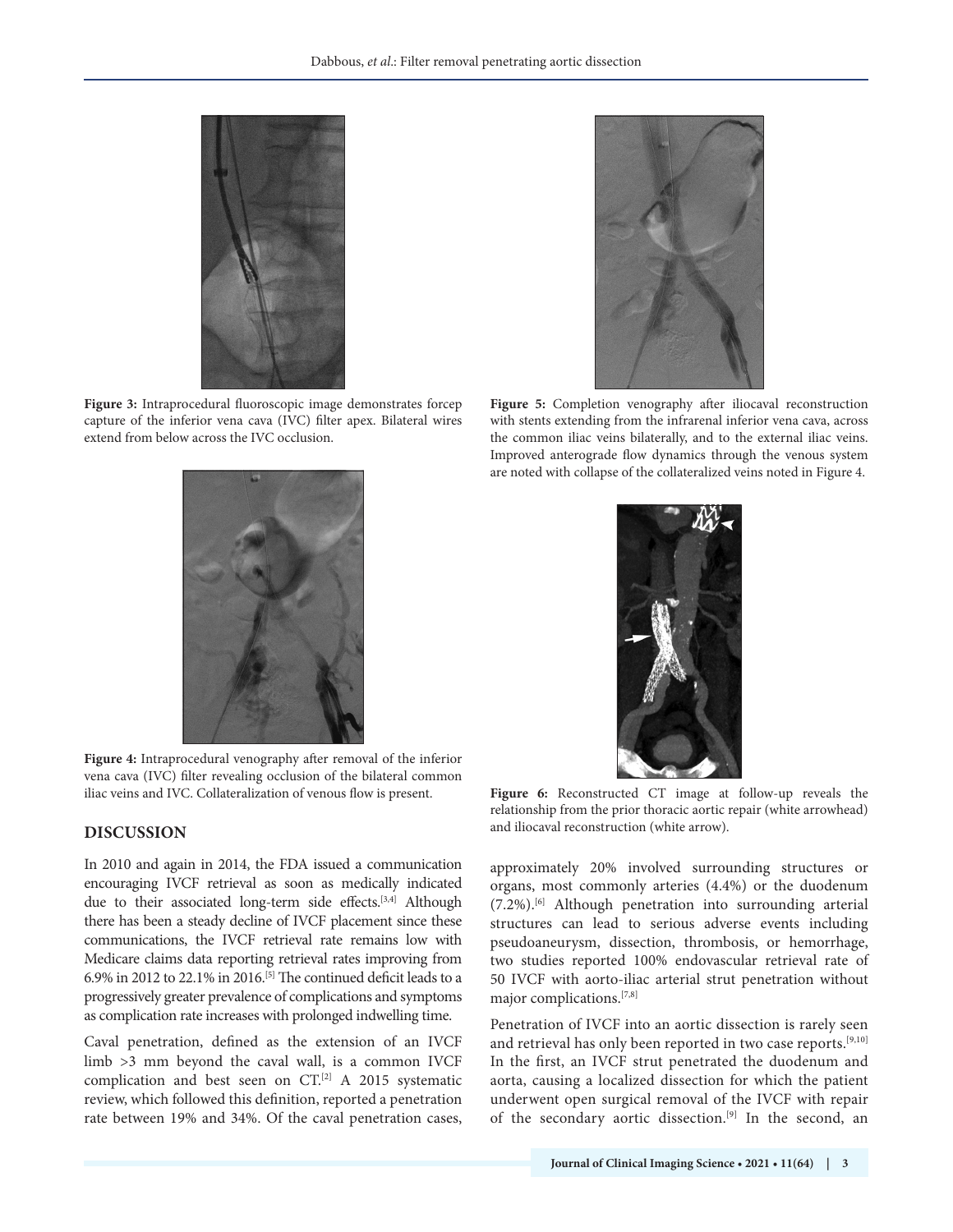**Figure 3:** Intraprocedural fluoroscopic image demonstrates forcep capture of the inferior vena cava (IVC) filter apex. Bilateral wires extend from below across the IVC occlusion.

**Figure 4:** Intraprocedural venography after removal of the inferior vena cava (IVC) filter revealing occlusion of the bilateral common iliac veins and IVC. Collateralization of venous flow is present.

**Figure 5:** Completion venography after iliocaval reconstruction with stents extending from the infrarenal inferior vena cava, across the common iliac veins bilaterally, and to the external iliac veins. Improved anterograde flow dynamics through the venous system are noted with collapse of the collateralized veins noted in Figure 4.

**Figure 6:** Reconstructed CT image at follow-up reveals the relationship from the prior thoracic aortic repair (white arrowhead) and iliocaval reconstruction (white arrow).

## DISCUSSION

In 2010 and again in 2014, the FDA issued a communication encouraging IVCF retrieval as soon as medically indicated due to their associated long-term side effects.[3,4] Although there has been a steady decline of IVCF placement since these communications, the IVCF retrieval rate remains low with Medicare claims data reporting retrieval rates improving from 6.9% in 2012 to 22.1% in 2016.[5] The continued deficit leads to a progressively greater prevalence of complications and symptoms as complication rate increases with prolonged indwelling time.

Caval penetration, defined as the extension of an IVCF limb >3 mm beyond the caval wall, is a common IVCF complication and best seen on CT.[2] A 2015 systematic review, which followed this definition, reported a penetration rate between 19% and 34%. Of the caval penetration cases, approximately 20% involved surrounding structures or organs, most commonly arteries (4.4%) or the duodenum (7.2%).[6] Although penetration into surrounding arterial structures can lead to serious adverse events including pseudoaneurysm, dissection, thrombosis, or hemorrhage, two studies reported 100% endovascular retrieval rate of 50 IVCF with aorto-iliac arterial strut penetration without major complications.[7,8]

Penetration of IVCF into an aortic dissection is rarely seen and retrieval has only been reported in two case reports.[9,10] In the first, an IVCF strut penetrated the duodenum and aorta, causing a localized dissection for which the patient underwent open surgical removal of the IVCF with repair of the secondary aortic dissection.[9] In the second, an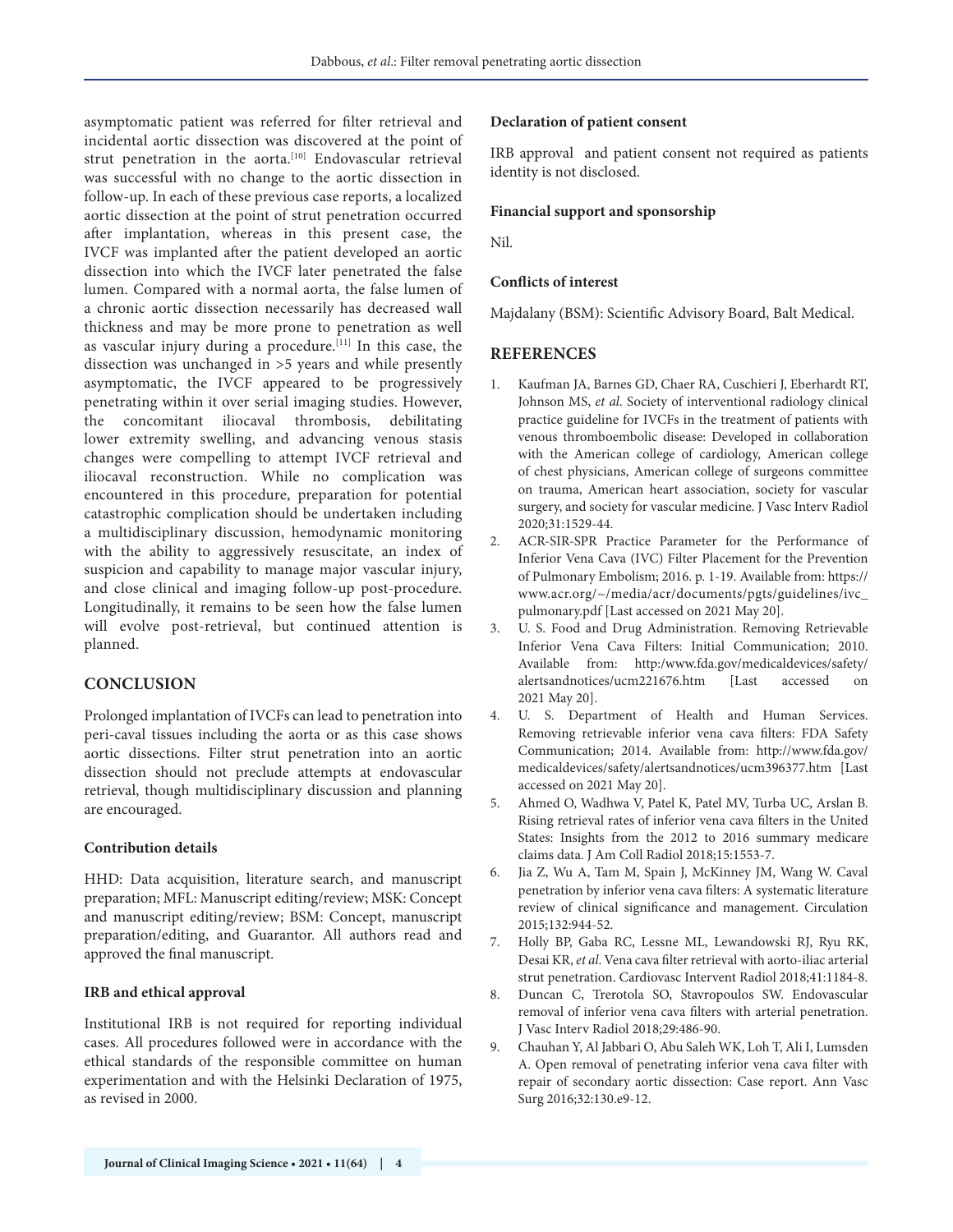asymptomatic patient was referred for filter retrieval and incidental aortic dissection was discovered at the point of strut penetration in the aorta.[10] Endovascular retrieval was successful with no change to the aortic dissection in follow-up. In each of these previous case reports, a localized aortic dissection at the point of strut penetration occurred after implantation, whereas in this present case, the IVCF was implanted after the patient developed an aortic dissection into which the IVCF later penetrated the false lumen. Compared with a normal aorta, the false lumen of a chronic aortic dissection necessarily has decreased wall thickness and may be more prone to penetration as well as vascular injury during a procedure.[11] In this case, the dissection was unchanged in >5 years and while presently asymptomatic, the IVCF appeared to be progressively penetrating within it over serial imaging studies. However, the concomitant iliocaval thrombosis, debilitating lower extremity swelling, and advancing venous stasis changes were compelling to attempt IVCF retrieval and iliocaval reconstruction. While no complication was encountered in this procedure, preparation for potential catastrophic complication should be undertaken including a multidisciplinary discussion, hemodynamic monitoring with the ability to aggressively resuscitate, an index of suspicion and capability to manage major vascular injury, and close clinical and imaging follow-up post-procedure. Longitudinally, it remains to be seen how the false lumen will evolve post-retrieval, but continued attention is planned.

## CONCLUSION

Prolonged implantation of IVCFs can lead to penetration into peri-caval tissues including the aorta or as this case shows aortic dissections. Filter strut penetration into an aortic dissection should not preclude attempts at endovascular retrieval, though multidisciplinary discussion and planning are encouraged.

### Contribution details

HHD: Data acquisition, literature search, and manuscript preparation; MFL: Manuscript editing/review; MSK: Concept and manuscript editing/review; BSM: Concept, manuscript preparation/editing, and Guarantor. All authors read and approved the final manuscript.

### IRB and ethical approval

Institutional IRB is not required for reporting individual cases. All procedures followed were in accordance with the ethical standards of the responsible committee on human experimentation and with the Helsinki Declaration of 1975, as revised in 2000.

### Declaration of patient consent

IRB approval and patient consent not required as patients identity is not disclosed.

### Financial support and sponsorship

Nil.

### Conflicts of interest

Majdalany (BSM): Scientific Advisory Board, Balt Medical.

## REFERENCES

1. Kaufman JA, Barnes GD, Chaer RA, Cuschieri J, Eberhardt RT, Johnson MS, *et al*. Society of interventional radiology clinical practice guideline for IVCFs in the treatment of patients with venous thromboembolic disease: Developed in collaboration with the American college of cardiology, American college of chest physicians, American college of surgeons committee on trauma, American heart association, society for vascular surgery, and society for vascular medicine. J Vasc Interv Radiol 2020;31:1529-44.
2. ACR-SIR-SPR Practice Parameter for the Performance of Inferior Vena Cava (IVC) Filter Placement for the Prevention of Pulmonary Embolism; 2016. p. 1-19. Available from: https://www.acr.org/~/media/acr/documents/pgts/guidelines/ivc_pulmonary.pdf [Last accessed on 2021 May 20].
3. U. S. Food and Drug Administration. Removing Retrievable Inferior Vena Cava Filters: Initial Communication; 2010. Available from: http:/www.fda.gov/medicaldevices/safety/alertsandnotices/ucm221676.htm [Last accessed on 2021 May 20].
4. U. S. Department of Health and Human Services. Removing retrievable inferior vena cava filters: FDA Safety Communication; 2014. Available from: http://www.fda.gov/medicaldevices/safety/alertsandnotices/ucm396377.htm [Last accessed on 2021 May 20].
5. Ahmed O, Wadhwa V, Patel K, Patel MV, Turba UC, Arslan B. Rising retrieval rates of inferior vena cava filters in the United States: Insights from the 2012 to 2016 summary medicare claims data. J Am Coll Radiol 2018;15:1553-7.
6. Jia Z, Wu A, Tam M, Spain J, McKinney JM, Wang W. Caval penetration by inferior vena cava filters: A systematic literature review of clinical significance and management. Circulation 2015;132:944-52.
7. Holly BP, Gaba RC, Lessne ML, Lewandowski RJ, Ryu RK, Desai KR, *et al*. Vena cava filter retrieval with aorto-iliac arterial strut penetration. Cardiovasc Intervent Radiol 2018;41:1184-8.
8. Duncan C, Trerotola SO, Stavropoulos SW. Endovascular removal of inferior vena cava filters with arterial penetration. J Vasc Interv Radiol 2018;29:486-90.
9. Chauhan Y, Al Jabbari O, Abu Saleh WK, Loh T, Ali I, Lumsden A. Open removal of penetrating inferior vena cava filter with repair of secondary aortic dissection: Case report. Ann Vasc Surg 2016;32:130.e9-12.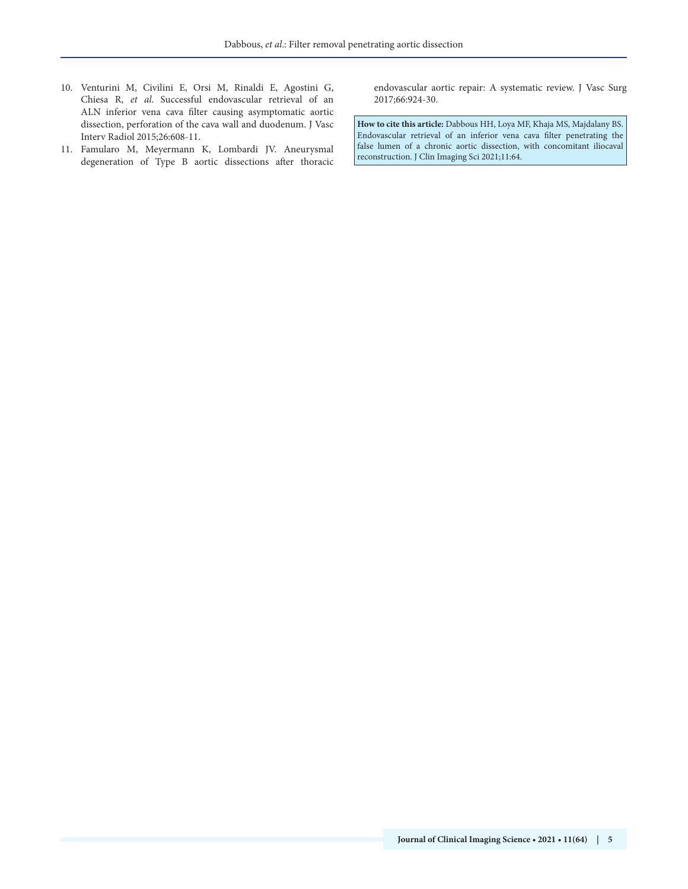10. Venturini M, Civilini E, Orsi M, Rinaldi E, Agostini G, Chiesa R, *et al.* Successful endovascular retrieval of an ALN inferior vena cava filter causing asymptomatic aortic dissection, perforation of the cava wall and duodenum. J Vasc Interv Radiol 2015;26:608-11.
11. Famularo M, Meyermann K, Lombardi JV. Aneurysmal degeneration of Type B aortic dissections after thoracic endovascular aortic repair: A systematic review. J Vasc Surg 2017;66:924-30.

**How to cite this article:** Dabbous HH, Loya MF, Khaja MS, Majdalany BS. Endovascular retrieval of an inferior vena cava filter penetrating the false lumen of a chronic aortic dissection, with concomitant iliocaval reconstruction. J Clin Imaging Sci 2021;11:64.